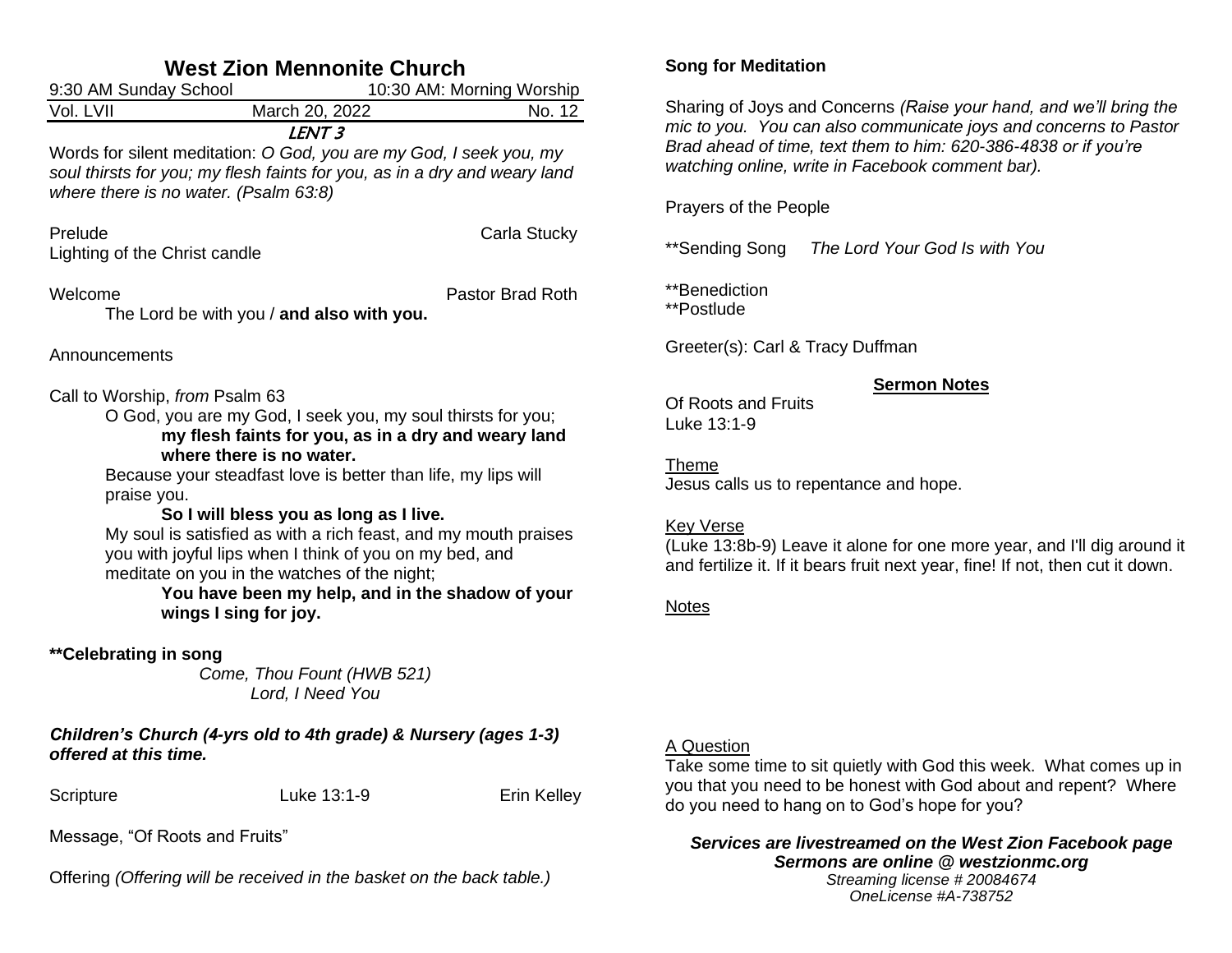# West Zion Mennonite Church

| 9:30 AM Sunday School | | 10:30 AM: Morning Worship |
|---|---|---|
| Vol. LVII | March 20, 2022 | No. 12 |

**LENT 3**

Words for silent meditation: *O God, you are my God, I seek you, my soul thirsts for you; my flesh faints for you, as in a dry and weary land where there is no water. (Psalm 63:8)*

Prelude — Carla Stucky

Lighting of the Christ candle

Welcome — Pastor Brad Roth

The Lord be with you / **and also with you.**

Announcements

Call to Worship, *from* Psalm 63

O God, you are my God, I seek you, my soul thirsts for you;

**my flesh faints for you, as in a dry and weary land where there is no water.**

Because your steadfast love is better than life, my lips will praise you.

**So I will bless you as long as I live.**

My soul is satisfied as with a rich feast, and my mouth praises you with joyful lips when I think of you on my bed, and meditate on you in the watches of the night;

**You have been my help, and in the shadow of your wings I sing for joy.**

**\*\*Celebrating in song**

*Come, Thou Fount (HWB 521)*
*Lord, I Need You*

***Children's Church (4-yrs old to 4th grade) & Nursery (ages 1-3) offered at this time.***

Scripture — Luke 13:1-9 — Erin Kelley

Message, "Of Roots and Fruits"

Offering *(Offering will be received in the basket on the back table.)*

**Song for Meditation**

Sharing of Joys and Concerns *(Raise your hand, and we'll bring the mic to you. You can also communicate joys and concerns to Pastor Brad ahead of time, text them to him: 620-386-4838 or if you're watching online, write in Facebook comment bar).*

Prayers of the People

\*\*Sending Song *The Lord Your God Is with You*

\*\*Benediction
\*\*Postlude

Greeter(s): Carl & Tracy Duffman

## Sermon Notes

Of Roots and Fruits
Luke 13:1-9

Theme
Jesus calls us to repentance and hope.

Key Verse
(Luke 13:8b-9) Leave it alone for one more year, and I'll dig around it and fertilize it. If it bears fruit next year, fine! If not, then cut it down.

Notes

A Question
Take some time to sit quietly with God this week. What comes up in you that you need to be honest with God about and repent? Where do you need to hang on to God's hope for you?

***Services are livestreamed on the West Zion Facebook page***
***Sermons are online @ westzionmc.org***
*Streaming license # 20084674*
*OneLicense #A-738752*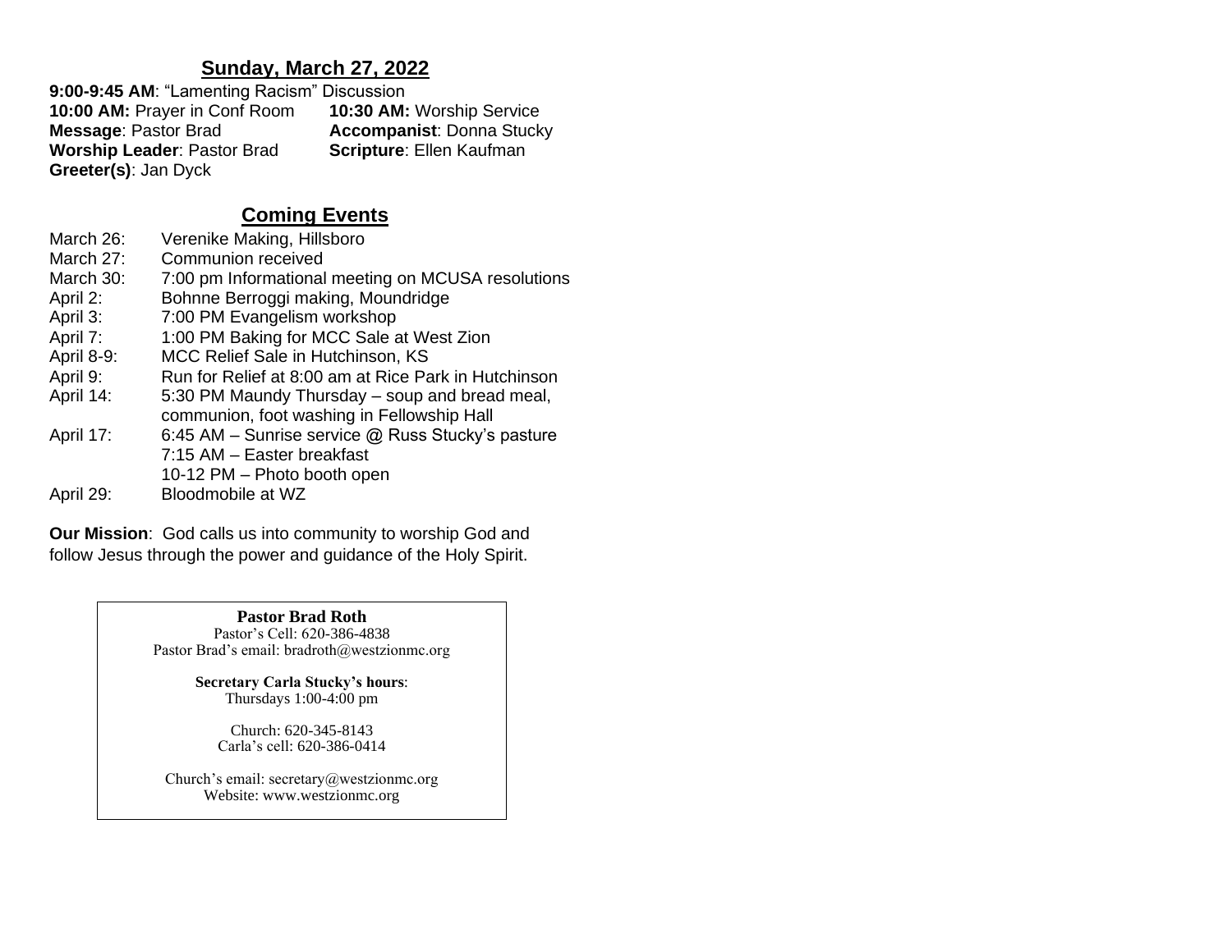## Sunday, March 27, 2022

**9:00-9:45 AM**: "Lamenting Racism" Discussion
**10:00 AM:** Prayer in Conf Room
**10:30 AM:** Worship Service
**Message**: Pastor Brad
**Accompanist**: Donna Stucky
**Worship Leader**: Pastor Brad
**Scripture**: Ellen Kaufman
**Greeter(s)**: Jan Dyck

## Coming Events

| | |
|---|---|
| March 26: | Verenike Making, Hillsboro |
| March 27: | Communion received |
| March 30: | 7:00 pm Informational meeting on MCUSA resolutions |
| April 2: | Bohnne Berroggi making, Moundridge |
| April 3: | 7:00 PM Evangelism workshop |
| April 7: | 1:00 PM Baking for MCC Sale at West Zion |
| April 8-9: | MCC Relief Sale in Hutchinson, KS |
| April 9: | Run for Relief at 8:00 am at Rice Park in Hutchinson |
| April 14: | 5:30 PM Maundy Thursday – soup and bread meal, communion, foot washing in Fellowship Hall |
| April 17: | 6:45 AM – Sunrise service @ Russ Stucky's pasture<br>7:15 AM – Easter breakfast<br>10-12 PM – Photo booth open |
| April 29: | Bloodmobile at WZ |

**Our Mission**: God calls us into community to worship God and follow Jesus through the power and guidance of the Holy Spirit.

**Pastor Brad Roth**
Pastor's Cell: 620-386-4838
Pastor Brad's email: bradroth@westzionmc.org

**Secretary Carla Stucky's hours**:
Thursdays 1:00-4:00 pm

Church: 620-345-8143
Carla's cell: 620-386-0414

Church's email: secretary@westzionmc.org
Website: www.westzionmc.org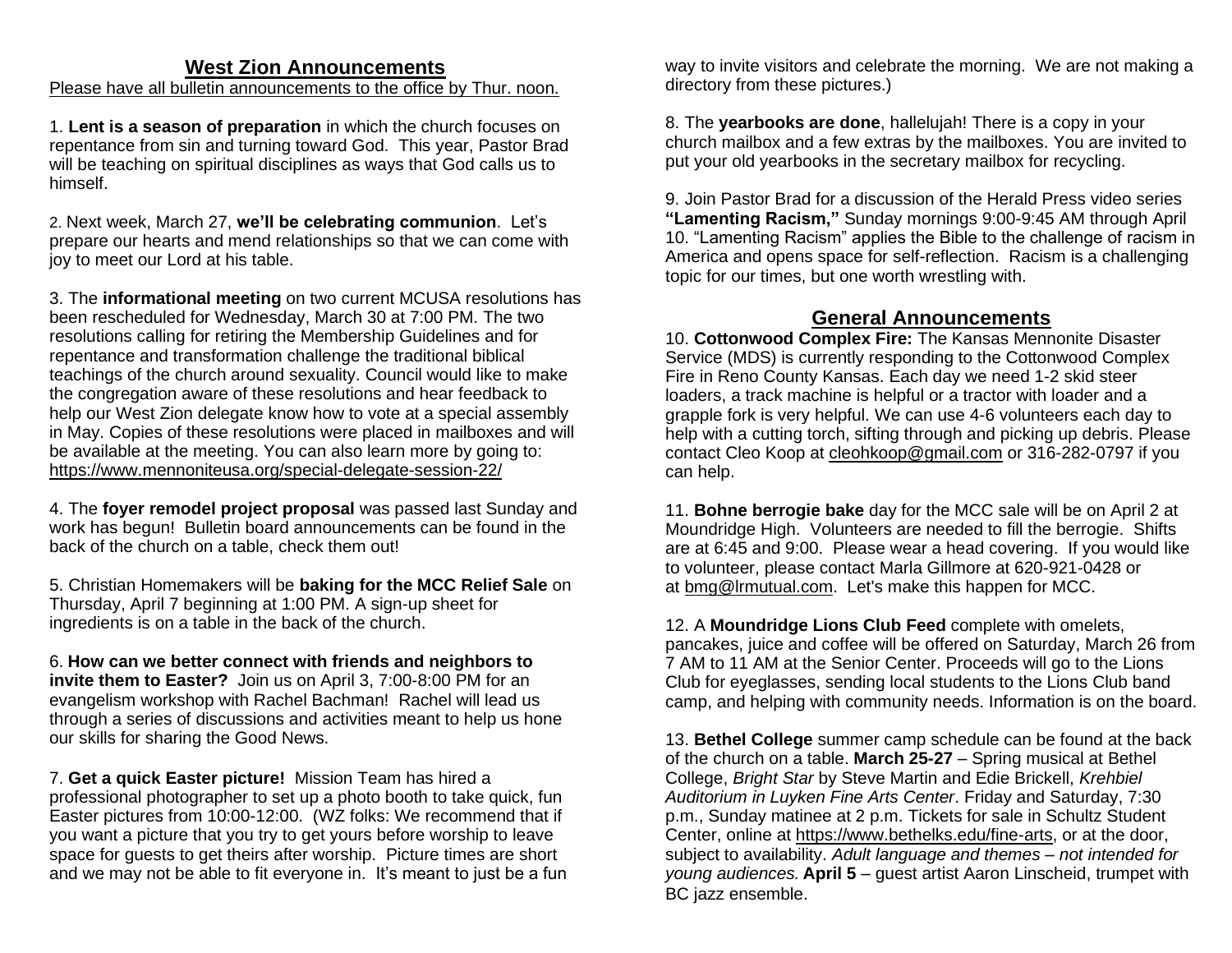## West Zion Announcements

Please have all bulletin announcements to the office by Thur. noon.

1. **Lent is a season of preparation** in which the church focuses on repentance from sin and turning toward God. This year, Pastor Brad will be teaching on spiritual disciplines as ways that God calls us to himself.

2. Next week, March 27, **we'll be celebrating communion**. Let's prepare our hearts and mend relationships so that we can come with joy to meet our Lord at his table.

3. The **informational meeting** on two current MCUSA resolutions has been rescheduled for Wednesday, March 30 at 7:00 PM. The two resolutions calling for retiring the Membership Guidelines and for repentance and transformation challenge the traditional biblical teachings of the church around sexuality. Council would like to make the congregation aware of these resolutions and hear feedback to help our West Zion delegate know how to vote at a special assembly in May. Copies of these resolutions were placed in mailboxes and will be available at the meeting. You can also learn more by going to: https://www.mennoniteusa.org/special-delegate-session-22/

4. The **foyer remodel project proposal** was passed last Sunday and work has begun! Bulletin board announcements can be found in the back of the church on a table, check them out!

5. Christian Homemakers will be **baking for the MCC Relief Sale** on Thursday, April 7 beginning at 1:00 PM. A sign-up sheet for ingredients is on a table in the back of the church.

6. **How can we better connect with friends and neighbors to invite them to Easter?** Join us on April 3, 7:00-8:00 PM for an evangelism workshop with Rachel Bachman! Rachel will lead us through a series of discussions and activities meant to help us hone our skills for sharing the Good News.

7. **Get a quick Easter picture!** Mission Team has hired a professional photographer to set up a photo booth to take quick, fun Easter pictures from 10:00-12:00. (WZ folks: We recommend that if you want a picture that you try to get yours before worship to leave space for guests to get theirs after worship. Picture times are short and we may not be able to fit everyone in. It's meant to just be a fun way to invite visitors and celebrate the morning. We are not making a directory from these pictures.)

8. The **yearbooks are done**, hallelujah! There is a copy in your church mailbox and a few extras by the mailboxes. You are invited to put your old yearbooks in the secretary mailbox for recycling.

9. Join Pastor Brad for a discussion of the Herald Press video series **"Lamenting Racism,"** Sunday mornings 9:00-9:45 AM through April 10. "Lamenting Racism" applies the Bible to the challenge of racism in America and opens space for self-reflection. Racism is a challenging topic for our times, but one worth wrestling with.

## General Announcements

10. **Cottonwood Complex Fire:** The Kansas Mennonite Disaster Service (MDS) is currently responding to the Cottonwood Complex Fire in Reno County Kansas. Each day we need 1-2 skid steer loaders, a track machine is helpful or a tractor with loader and a grapple fork is very helpful. We can use 4-6 volunteers each day to help with a cutting torch, sifting through and picking up debris. Please contact Cleo Koop at cleohkoop@gmail.com or 316-282-0797 if you can help.

11. **Bohne berrogie bake** day for the MCC sale will be on April 2 at Moundridge High. Volunteers are needed to fill the berrogie. Shifts are at 6:45 and 9:00. Please wear a head covering. If you would like to volunteer, please contact Marla Gillmore at 620-921-0428 or at bmg@lrmutual.com. Let's make this happen for MCC.

12. A **Moundridge Lions Club Feed** complete with omelets, pancakes, juice and coffee will be offered on Saturday, March 26 from 7 AM to 11 AM at the Senior Center. Proceeds will go to the Lions Club for eyeglasses, sending local students to the Lions Club band camp, and helping with community needs. Information is on the board.

13. **Bethel College** summer camp schedule can be found at the back of the church on a table. **March 25-27** – Spring musical at Bethel College, *Bright Star* by Steve Martin and Edie Brickell, *Krehbiel Auditorium in Luyken Fine Arts Center*. Friday and Saturday, 7:30 p.m., Sunday matinee at 2 p.m. Tickets for sale in Schultz Student Center, online at https://www.bethelks.edu/fine-arts, or at the door, subject to availability. *Adult language and themes – not intended for young audiences.* **April 5** – guest artist Aaron Linscheid, trumpet with BC jazz ensemble.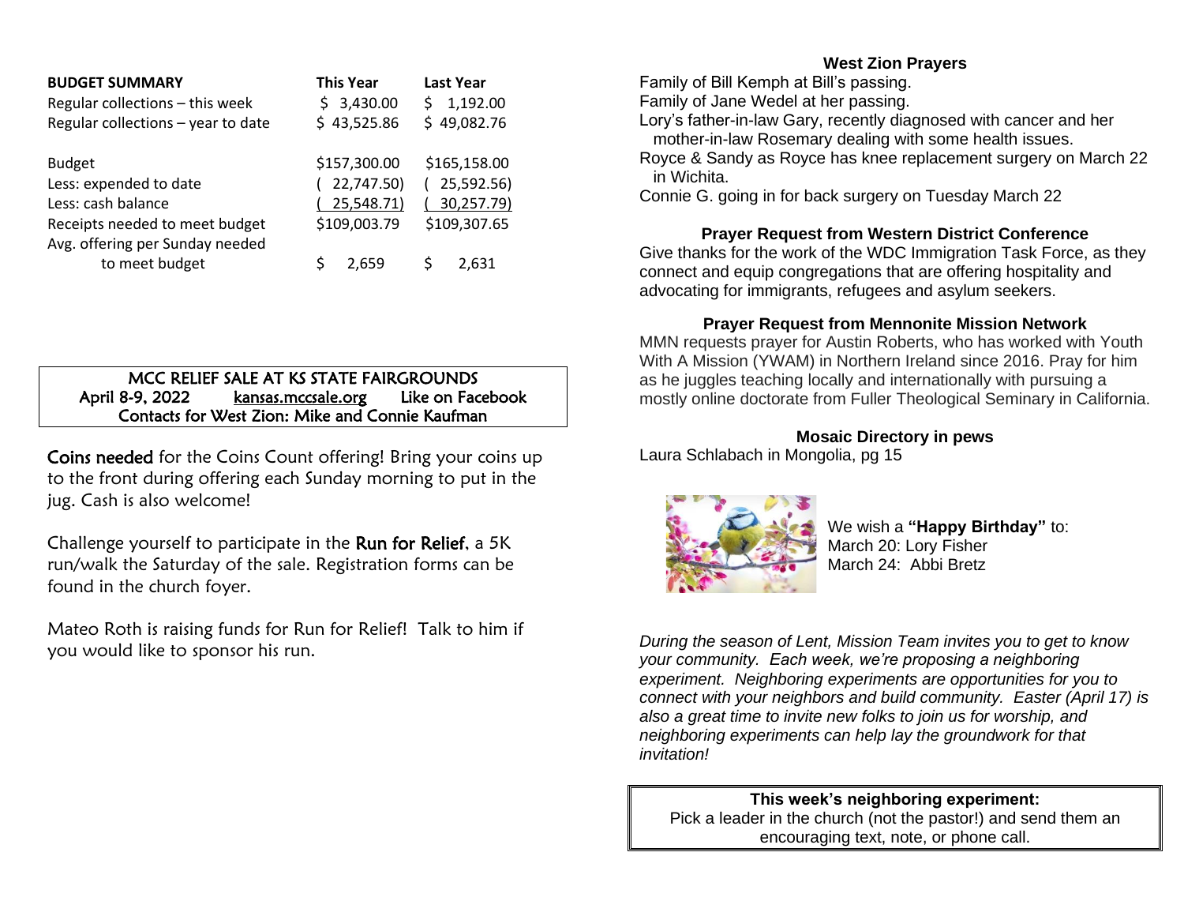| BUDGET SUMMARY | This Year | Last Year |
|---|---|---|
| Regular collections – this week | $ 3,430.00 | $ 1,192.00 |
| Regular collections – year to date | $ 43,525.86 | $ 49,082.76 |
| Budget | $157,300.00 | $165,158.00 |
| Less: expended to date | ( 22,747.50) | ( 25,592.56) |
| Less: cash balance | ( 25,548.71) | ( 30,257.79) |
| Receipts needed to meet budget | $109,003.79 | $109,307.65 |
| Avg. offering per Sunday needed to meet budget | $ 2,659 | $ 2,631 |

**MCC RELIEF SALE AT KS STATE FAIRGROUNDS**
April 8-9, 2022 kansas.mccsale.org Like on Facebook
Contacts for West Zion: Mike and Connie Kaufman

**Coins needed** for the Coins Count offering! Bring your coins up to the front during offering each Sunday morning to put in the jug. Cash is also welcome!

Challenge yourself to participate in the **Run for Relief**, a 5K run/walk the Saturday of the sale. Registration forms can be found in the church foyer.

Mateo Roth is raising funds for Run for Relief! Talk to him if you would like to sponsor his run.

## West Zion Prayers

Family of Bill Kemph at Bill's passing.
Family of Jane Wedel at her passing.
Lory's father-in-law Gary, recently diagnosed with cancer and her mother-in-law Rosemary dealing with some health issues.
Royce & Sandy as Royce has knee replacement surgery on March 22 in Wichita.
Connie G. going in for back surgery on Tuesday March 22

## Prayer Request from Western District Conference

Give thanks for the work of the WDC Immigration Task Force, as they connect and equip congregations that are offering hospitality and advocating for immigrants, refugees and asylum seekers.

## Prayer Request from Mennonite Mission Network

MMN requests prayer for Austin Roberts, who has worked with Youth With A Mission (YWAM) in Northern Ireland since 2016. Pray for him as he juggles teaching locally and internationally with pursuing a mostly online doctorate from Fuller Theological Seminary in California.

## Mosaic Directory in pews

Laura Schlabach in Mongolia, pg 15

We wish a **"Happy Birthday"** to:
March 20: Lory Fisher
March 24: Abbi Bretz

*During the season of Lent, Mission Team invites you to get to know your community. Each week, we're proposing a neighboring experiment. Neighboring experiments are opportunities for you to connect with your neighbors and build community. Easter (April 17) is also a great time to invite new folks to join us for worship, and neighboring experiments can help lay the groundwork for that invitation!*

**This week's neighboring experiment:**
Pick a leader in the church (not the pastor!) and send them an encouraging text, note, or phone call.